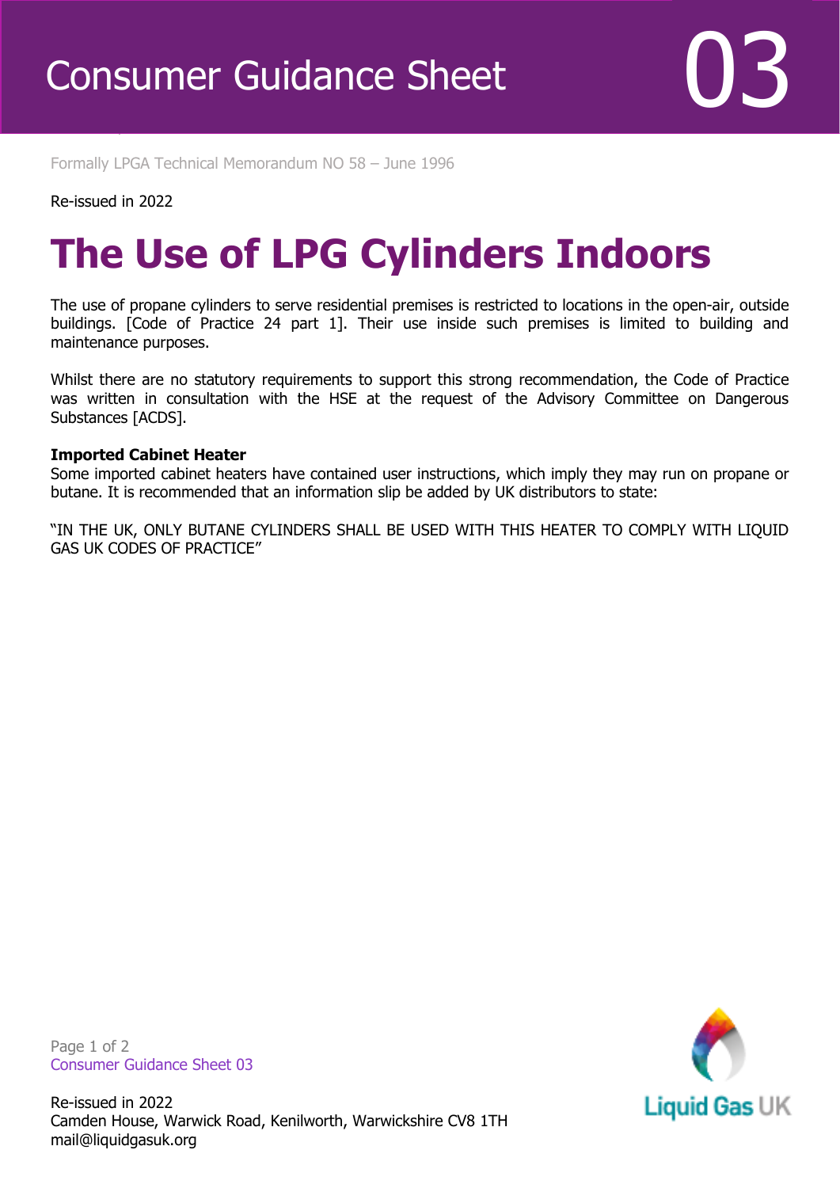# Consumer Guidance Sheet 03

Formally LPGA Technical Memorandum NO 58 – June 1996

Re-issued in 2022

# The Use of LPG Cylinders Indoors

The use of propane cylinders to serve residential premises is restricted to locations in the open-air, outside buildings. [Code of Practice 24 part 1]. Their use inside such premises is limited to building and maintenance purposes.

Whilst there are no statutory requirements to support this strong recommendation, the Code of Practice was written in consultation with the HSE at the request of the Advisory Committee on Dangerous Substances [ACDS].

**Imported Cabinet Heater**

Some imported cabinet heaters have contained user instructions, which imply they may run on propane or butane. It is recommended that an information slip be added by UK distributors to state:

"IN THE UK, ONLY BUTANE CYLINDERS SHALL BE USED WITH THIS HEATER TO COMPLY WITH LIQUID GAS UK CODES OF PRACTICE"

Re-issued in 2022
Camden House, Warwick Road, Kenilworth, Warwickshire CV8 1TH
mail@liquidgasuk.org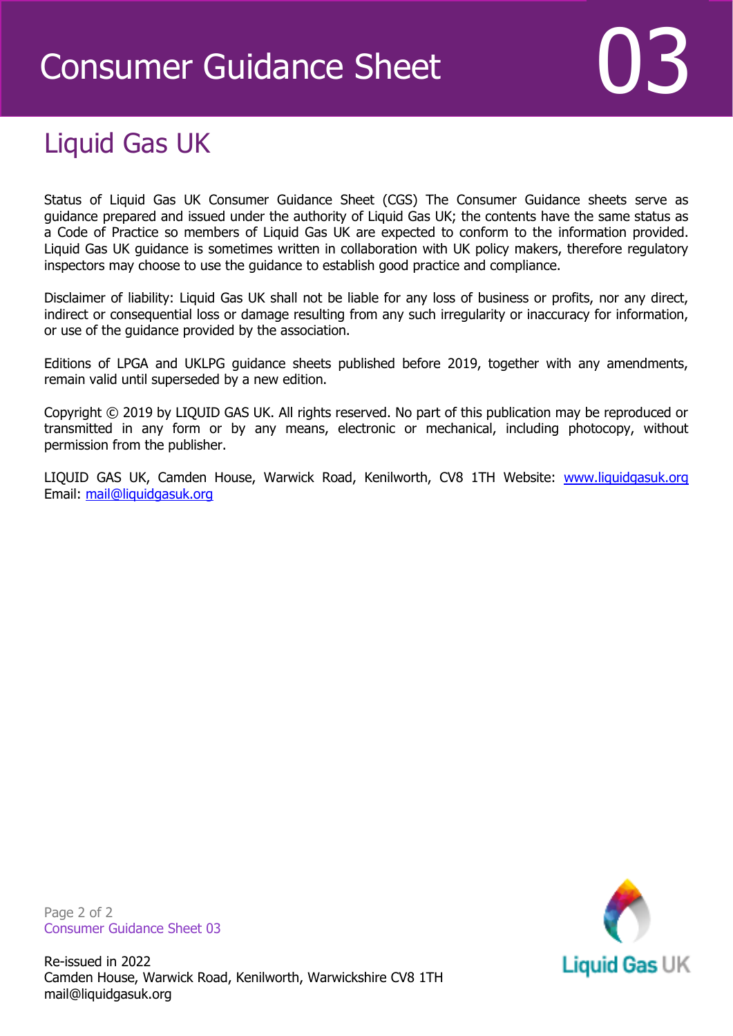# Consumer Guidance Sheet 03

## Liquid Gas UK

Status of Liquid Gas UK Consumer Guidance Sheet (CGS) The Consumer Guidance sheets serve as guidance prepared and issued under the authority of Liquid Gas UK; the contents have the same status as a Code of Practice so members of Liquid Gas UK are expected to conform to the information provided. Liquid Gas UK guidance is sometimes written in collaboration with UK policy makers, therefore regulatory inspectors may choose to use the guidance to establish good practice and compliance.

Disclaimer of liability: Liquid Gas UK shall not be liable for any loss of business or profits, nor any direct, indirect or consequential loss or damage resulting from any such irregularity or inaccuracy for information, or use of the guidance provided by the association.

Editions of LPGA and UKLPG guidance sheets published before 2019, together with any amendments, remain valid until superseded by a new edition.

Copyright © 2019 by LIQUID GAS UK. All rights reserved. No part of this publication may be reproduced or transmitted in any form or by any means, electronic or mechanical, including photocopy, without permission from the publisher.

LIQUID GAS UK, Camden House, Warwick Road, Kenilworth, CV8 1TH Website: www.liquidgasuk.org Email: mail@liquidgasuk.org

Re-issued in 2022
Camden House, Warwick Road, Kenilworth, Warwickshire CV8 1TH
mail@liquidgasuk.org